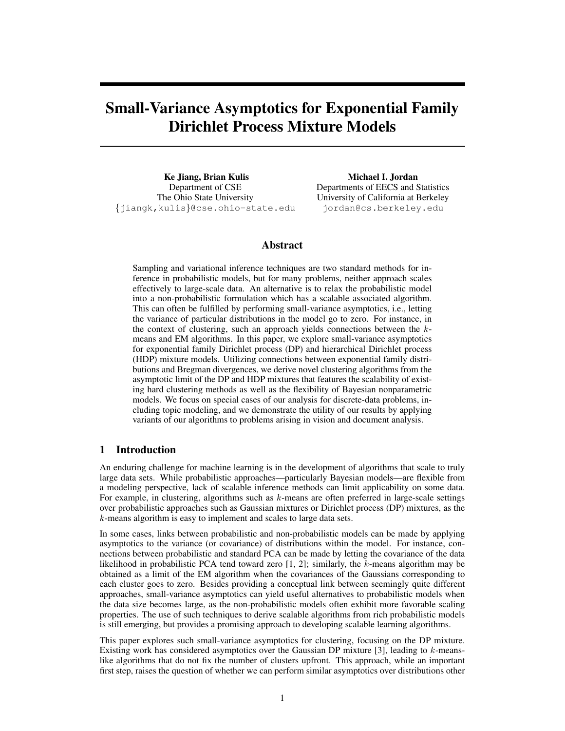# Small-Variance Asymptotics for Exponential Family Dirichlet Process Mixture Models

**Ke Jiang, Brian Kulis**
Department of CSE
The Ohio State University
{jiangk,kulis}@cse.ohio-state.edu

**Michael I. Jordan**
Departments of EECS and Statistics
University of California at Berkeley
jordan@cs.berkeley.edu

## Abstract

Sampling and variational inference techniques are two standard methods for inference in probabilistic models, but for many problems, neither approach scales effectively to large-scale data. An alternative is to relax the probabilistic model into a non-probabilistic formulation which has a scalable associated algorithm. This can often be fulfilled by performing small-variance asymptotics, i.e., letting the variance of particular distributions in the model go to zero. For instance, in the context of clustering, such an approach yields connections between the $k$-means and EM algorithms. In this paper, we explore small-variance asymptotics for exponential family Dirichlet process (DP) and hierarchical Dirichlet process (HDP) mixture models. Utilizing connections between exponential family distributions and Bregman divergences, we derive novel clustering algorithms from the asymptotic limit of the DP and HDP mixtures that features the scalability of existing hard clustering methods as well as the flexibility of Bayesian nonparametric models. We focus on special cases of our analysis for discrete-data problems, including topic modeling, and we demonstrate the utility of our results by applying variants of our algorithms to problems arising in vision and document analysis.

## 1 Introduction

An enduring challenge for machine learning is in the development of algorithms that scale to truly large data sets. While probabilistic approaches—particularly Bayesian models—are flexible from a modeling perspective, lack of scalable inference methods can limit applicability on some data. For example, in clustering, algorithms such as $k$-means are often preferred in large-scale settings over probabilistic approaches such as Gaussian mixtures or Dirichlet process (DP) mixtures, as the $k$-means algorithm is easy to implement and scales to large data sets.

In some cases, links between probabilistic and non-probabilistic models can be made by applying asymptotics to the variance (or covariance) of distributions within the model. For instance, connections between probabilistic and standard PCA can be made by letting the covariance of the data likelihood in probabilistic PCA tend toward zero [1, 2]; similarly, the $k$-means algorithm may be obtained as a limit of the EM algorithm when the covariances of the Gaussians corresponding to each cluster goes to zero. Besides providing a conceptual link between seemingly quite different approaches, small-variance asymptotics can yield useful alternatives to probabilistic models when the data size becomes large, as the non-probabilistic models often exhibit more favorable scaling properties. The use of such techniques to derive scalable algorithms from rich probabilistic models is still emerging, but provides a promising approach to developing scalable learning algorithms.

This paper explores such small-variance asymptotics for clustering, focusing on the DP mixture. Existing work has considered asymptotics over the Gaussian DP mixture [3], leading to $k$-means-like algorithms that do not fix the number of clusters upfront. This approach, while an important first step, raises the question of whether we can perform similar asymptotics over distributions other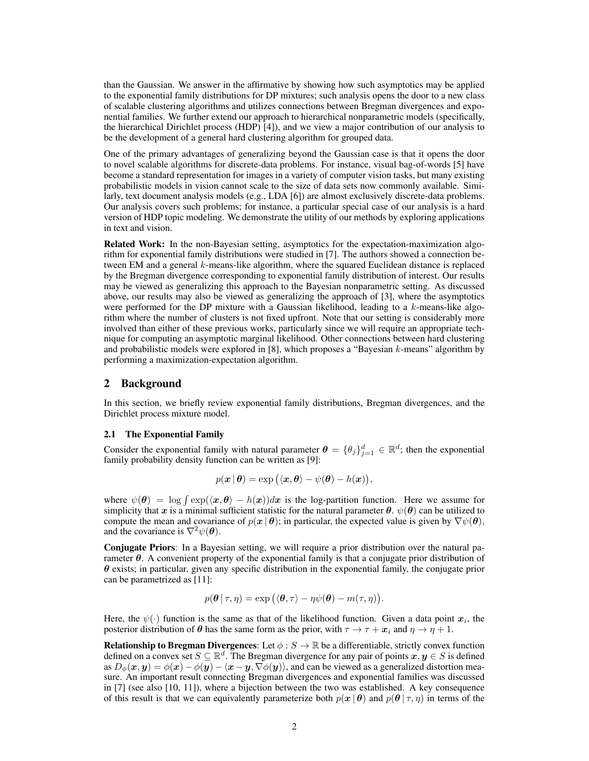than the Gaussian. We answer in the affirmative by showing how such asymptotics may be applied to the exponential family distributions for DP mixtures; such analysis opens the door to a new class of scalable clustering algorithms and utilizes connections between Bregman divergences and exponential families. We further extend our approach to hierarchical nonparametric models (specifically, the hierarchical Dirichlet process (HDP) [4]), and we view a major contribution of our analysis to be the development of a general hard clustering algorithm for grouped data.

One of the primary advantages of generalizing beyond the Gaussian case is that it opens the door to novel scalable algorithms for discrete-data problems. For instance, visual bag-of-words [5] have become a standard representation for images in a variety of computer vision tasks, but many existing probabilistic models in vision cannot scale to the size of data sets now commonly available. Similarly, text document analysis models (e.g., LDA [6]) are almost exclusively discrete-data problems. Our analysis covers such problems; for instance, a particular special case of our analysis is a hard version of HDP topic modeling. We demonstrate the utility of our methods by exploring applications in text and vision.

**Related Work:** In the non-Bayesian setting, asymptotics for the expectation-maximization algorithm for exponential family distributions were studied in [7]. The authors showed a connection between EM and a general $k$-means-like algorithm, where the squared Euclidean distance is replaced by the Bregman divergence corresponding to exponential family distribution of interest. Our results may be viewed as generalizing this approach to the Bayesian nonparametric setting. As discussed above, our results may also be viewed as generalizing the approach of [3], where the asymptotics were performed for the DP mixture with a Gaussian likelihood, leading to a $k$-means-like algorithm where the number of clusters is not fixed upfront. Note that our setting is considerably more involved than either of these previous works, particularly since we will require an appropriate technique for computing an asymptotic marginal likelihood. Other connections between hard clustering and probabilistic models were explored in [8], which proposes a "Bayesian $k$-means" algorithm by performing a maximization-expectation algorithm.

## 2 Background

In this section, we briefly review exponential family distributions, Bregman divergences, and the Dirichlet process mixture model.

### 2.1 The Exponential Family

Consider the exponential family with natural parameter $\boldsymbol{\theta} = \{\theta_j\}_{j=1}^d \in \mathbb{R}^d$; then the exponential family probability density function can be written as [9]:

$$p(\boldsymbol{x} \,|\, \boldsymbol{\theta}) = \exp\big(\langle \boldsymbol{x}, \boldsymbol{\theta} \rangle - \psi(\boldsymbol{\theta}) - h(\boldsymbol{x})\big),$$

where $\psi(\boldsymbol{\theta}) = \log \int \exp(\langle \boldsymbol{x}, \boldsymbol{\theta} \rangle - h(\boldsymbol{x})) d\boldsymbol{x}$ is the log-partition function. Here we assume for simplicity that $\boldsymbol{x}$ is a minimal sufficient statistic for the natural parameter $\boldsymbol{\theta}$. $\psi(\boldsymbol{\theta})$ can be utilized to compute the mean and covariance of $p(\boldsymbol{x} \,|\, \boldsymbol{\theta})$; in particular, the expected value is given by $\nabla\psi(\boldsymbol{\theta})$, and the covariance is $\nabla^2\psi(\boldsymbol{\theta})$.

**Conjugate Priors**: In a Bayesian setting, we will require a prior distribution over the natural parameter $\boldsymbol{\theta}$. A convenient property of the exponential family is that a conjugate prior distribution of $\boldsymbol{\theta}$ exists; in particular, given any specific distribution in the exponential family, the conjugate prior can be parametrized as [11]:

$$p(\boldsymbol{\theta} \,|\, \tau, \eta) = \exp\big(\langle \boldsymbol{\theta}, \tau \rangle - \eta\psi(\boldsymbol{\theta}) - m(\tau, \eta)\big).$$

Here, the $\psi(\cdot)$ function is the same as that of the likelihood function. Given a data point $\boldsymbol{x}_i$, the posterior distribution of $\boldsymbol{\theta}$ has the same form as the prior, with $\tau \to \tau + \boldsymbol{x}_i$ and $\eta \to \eta + 1$.

**Relationship to Bregman Divergences**: Let $\phi : S \to \mathbb{R}$ be a differentiable, strictly convex function defined on a convex set $S \subseteq \mathbb{R}^d$. The Bregman divergence for any pair of points $\boldsymbol{x}, \boldsymbol{y} \in S$ is defined as $D_\phi(\boldsymbol{x}, \boldsymbol{y}) = \phi(\boldsymbol{x}) - \phi(\boldsymbol{y}) - \langle \boldsymbol{x} - \boldsymbol{y}, \nabla\phi(\boldsymbol{y}) \rangle$, and can be viewed as a generalized distortion measure. An important result connecting Bregman divergences and exponential families was discussed in [7] (see also [10, 11]), where a bijection between the two was established. A key consequence of this result is that we can equivalently parameterize both $p(\boldsymbol{x} \,|\, \boldsymbol{\theta})$ and $p(\boldsymbol{\theta} \,|\, \tau, \eta)$ in terms of the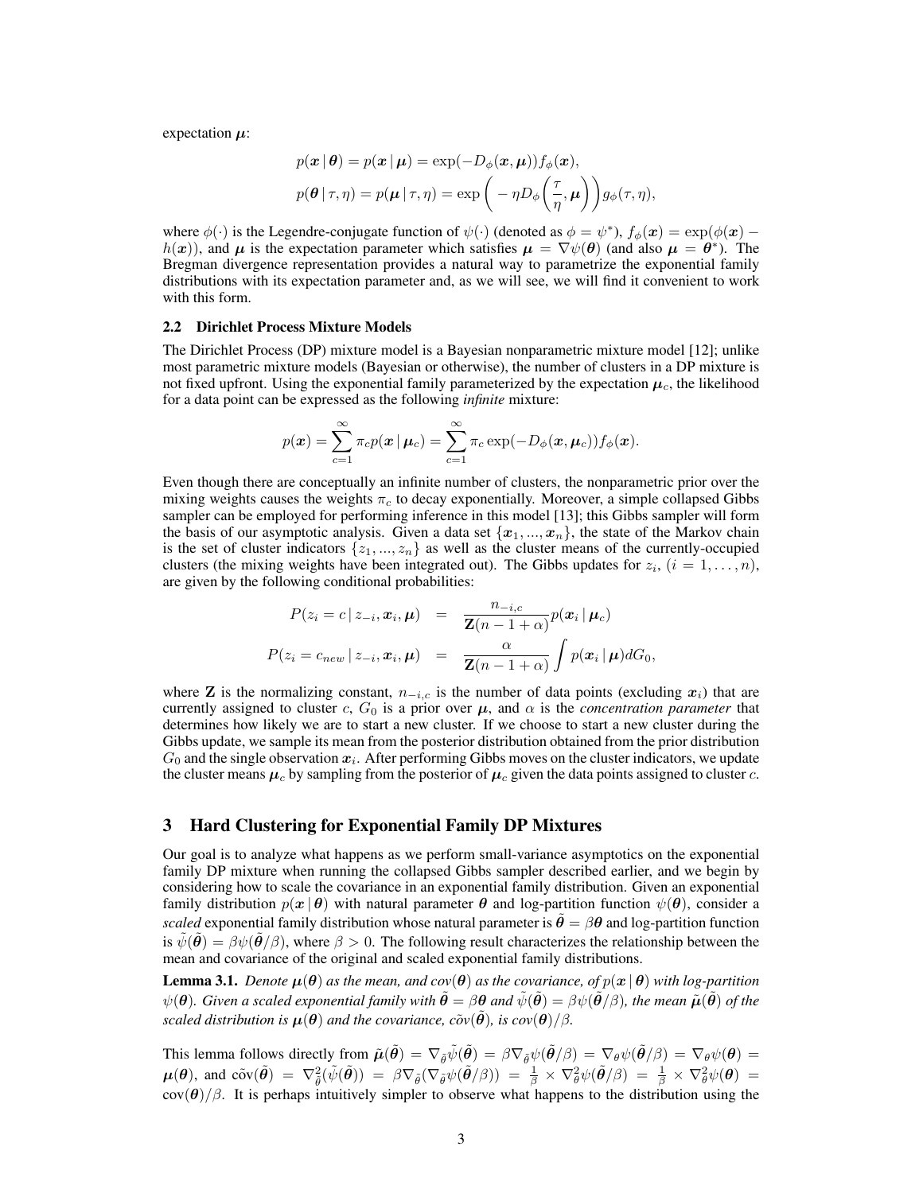expectation $\boldsymbol{\mu}$:

$$
p(\boldsymbol{x} \mid \boldsymbol{\theta}) = p(\boldsymbol{x} \mid \boldsymbol{\mu}) = \exp(-D_\phi(\boldsymbol{x}, \boldsymbol{\mu}))f_\phi(\boldsymbol{x}),
$$

$$
p(\boldsymbol{\theta} \mid \tau, \eta) = p(\boldsymbol{\mu} \mid \tau, \eta) = \exp\bigg( - \eta D_\phi\bigg(\frac{\tau}{\eta}, \boldsymbol{\mu}\bigg)\bigg) g_\phi(\tau, \eta),
$$

where $\phi(\cdot)$ is the Legendre-conjugate function of $\psi(\cdot)$ (denoted as $\phi = \psi^*$), $f_\phi(\boldsymbol{x}) = \exp(\phi(\boldsymbol{x}) - h(\boldsymbol{x}))$, and $\boldsymbol{\mu}$ is the expectation parameter which satisfies $\boldsymbol{\mu} = \nabla\psi(\boldsymbol{\theta})$ (and also $\boldsymbol{\mu} = \boldsymbol{\theta}^*$). The Bregman divergence representation provides a natural way to parametrize the exponential family distributions with its expectation parameter and, as we will see, we will find it convenient to work with this form.

### 2.2 Dirichlet Process Mixture Models

The Dirichlet Process (DP) mixture model is a Bayesian nonparametric mixture model [12]; unlike most parametric mixture models (Bayesian or otherwise), the number of clusters in a DP mixture is not fixed upfront. Using the exponential family parameterized by the expectation $\boldsymbol{\mu}_c$, the likelihood for a data point can be expressed as the following *infinite* mixture:

$$
p(\boldsymbol{x}) = \sum_{c=1}^{\infty} \pi_c p(\boldsymbol{x} \mid \boldsymbol{\mu}_c) = \sum_{c=1}^{\infty} \pi_c \exp(-D_\phi(\boldsymbol{x}, \boldsymbol{\mu}_c))f_\phi(\boldsymbol{x}).
$$

Even though there are conceptually an infinite number of clusters, the nonparametric prior over the mixing weights causes the weights $\pi_c$ to decay exponentially. Moreover, a simple collapsed Gibbs sampler can be employed for performing inference in this model [13]; this Gibbs sampler will form the basis of our asymptotic analysis. Given a data set $\{\boldsymbol{x}_1, ..., \boldsymbol{x}_n\}$, the state of the Markov chain is the set of cluster indicators $\{z_1, ..., z_n\}$ as well as the cluster means of the currently-occupied clusters (the mixing weights have been integrated out). The Gibbs updates for $z_i$, $(i = 1, \ldots, n)$, are given by the following conditional probabilities:

$$
\begin{aligned}
P(z_i = c \mid z_{-i}, \boldsymbol{x}_i, \boldsymbol{\mu}) &= \frac{n_{-i,c}}{\mathbf{Z}(n - 1 + \alpha)} p(\boldsymbol{x}_i \mid \boldsymbol{\mu}_c) \\
P(z_i = c_{new} \mid z_{-i}, \boldsymbol{x}_i, \boldsymbol{\mu}) &= \frac{\alpha}{\mathbf{Z}(n - 1 + \alpha)} \int p(\boldsymbol{x}_i \mid \boldsymbol{\mu}) dG_0,
\end{aligned}
$$

where $\mathbf{Z}$ is the normalizing constant, $n_{-i,c}$ is the number of data points (excluding $\boldsymbol{x}_i$) that are currently assigned to cluster $c$, $G_0$ is a prior over $\boldsymbol{\mu}$, and $\alpha$ is the *concentration parameter* that determines how likely we are to start a new cluster. If we choose to start a new cluster during the Gibbs update, we sample its mean from the posterior distribution obtained from the prior distribution $G_0$ and the single observation $\boldsymbol{x}_i$. After performing Gibbs moves on the cluster indicators, we update the cluster means $\boldsymbol{\mu}_c$ by sampling from the posterior of $\boldsymbol{\mu}_c$ given the data points assigned to cluster $c$.

## 3 Hard Clustering for Exponential Family DP Mixtures

Our goal is to analyze what happens as we perform small-variance asymptotics on the exponential family DP mixture when running the collapsed Gibbs sampler described earlier, and we begin by considering how to scale the covariance in an exponential family distribution. Given an exponential family distribution $p(\boldsymbol{x} \mid \boldsymbol{\theta})$ with natural parameter $\boldsymbol{\theta}$ and log-partition function $\psi(\boldsymbol{\theta})$, consider a *scaled* exponential family distribution whose natural parameter is $\tilde{\boldsymbol{\theta}} = \beta\boldsymbol{\theta}$ and log-partition function is $\tilde{\psi}(\tilde{\boldsymbol{\theta}}) = \beta\psi(\tilde{\boldsymbol{\theta}}/\beta)$, where $\beta > 0$. The following result characterizes the relationship between the mean and covariance of the original and scaled exponential family distributions.

**Lemma 3.1.** *Denote $\boldsymbol{\mu}(\boldsymbol{\theta})$ as the mean, and $cov(\boldsymbol{\theta})$ as the covariance, of $p(\boldsymbol{x} \mid \boldsymbol{\theta})$ with log-partition $\psi(\boldsymbol{\theta})$. Given a scaled exponential family with $\tilde{\boldsymbol{\theta}} = \beta\boldsymbol{\theta}$ and $\tilde{\psi}(\tilde{\boldsymbol{\theta}}) = \beta\psi(\tilde{\boldsymbol{\theta}}/\beta)$, the mean $\tilde{\boldsymbol{\mu}}(\tilde{\boldsymbol{\theta}})$ of the scaled distribution is $\boldsymbol{\mu}(\boldsymbol{\theta})$ and the covariance, $c\tilde{o}v(\tilde{\boldsymbol{\theta}})$, is $cov(\boldsymbol{\theta})/\beta$.*

This lemma follows directly from $\tilde{\boldsymbol{\mu}}(\tilde{\boldsymbol{\theta}}) = \nabla_{\tilde{\theta}}\tilde{\psi}(\tilde{\boldsymbol{\theta}}) = \beta\nabla_{\tilde{\theta}}\psi(\tilde{\boldsymbol{\theta}}/\beta) = \nabla_\theta\psi(\tilde{\boldsymbol{\theta}}/\beta) = \nabla_\theta\psi(\boldsymbol{\theta}) = \boldsymbol{\mu}(\boldsymbol{\theta})$, and $\text{c}\tilde{\text{o}}\text{v}(\tilde{\boldsymbol{\theta}}) = \nabla^2_{\tilde{\theta}}(\tilde{\psi}(\tilde{\boldsymbol{\theta}})) = \beta\nabla_{\tilde{\theta}}(\nabla_{\tilde{\theta}}\psi(\tilde{\boldsymbol{\theta}}/\beta)) = \frac{1}{\beta} \times \nabla^2_\theta\psi(\tilde{\boldsymbol{\theta}}/\beta) = \frac{1}{\beta} \times \nabla^2_\theta\psi(\boldsymbol{\theta}) = \text{cov}(\boldsymbol{\theta})/\beta$. It is perhaps intuitively simpler to observe what happens to the distribution using the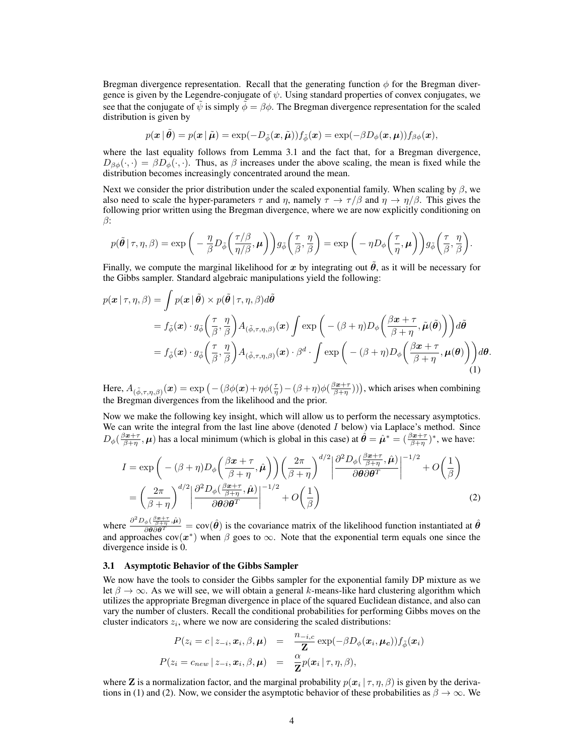Bregman divergence representation. Recall that the generating function $\phi$ for the Bregman divergence is given by the Legendre-conjugate of $\psi$. Using standard properties of convex conjugates, we see that the conjugate of $\tilde{\psi}$ is simply $\tilde{\phi} = \beta\phi$. The Bregman divergence representation for the scaled distribution is given by

$$p(\boldsymbol{x} \,|\, \tilde{\boldsymbol{\theta}}) = p(\boldsymbol{x} \,|\, \tilde{\boldsymbol{\mu}}) = \exp(-D_{\tilde{\phi}}(\boldsymbol{x}, \tilde{\boldsymbol{\mu}}))f_{\tilde{\phi}}(\boldsymbol{x}) = \exp(-\beta D_{\phi}(\boldsymbol{x}, \boldsymbol{\mu}))f_{\beta\phi}(\boldsymbol{x}),$$

where the last equality follows from Lemma 3.1 and the fact that, for a Bregman divergence, $D_{\beta\phi}(\cdot,\cdot) = \beta D_{\phi}(\cdot,\cdot)$. Thus, as $\beta$ increases under the above scaling, the mean is fixed while the distribution becomes increasingly concentrated around the mean.

Next we consider the prior distribution under the scaled exponential family. When scaling by $\beta$, we also need to scale the hyper-parameters $\tau$ and $\eta$, namely $\tau \to \tau/\beta$ and $\eta \to \eta/\beta$. This gives the following prior written using the Bregman divergence, where we are now explicitly conditioning on $\beta$:

$$p(\tilde{\boldsymbol{\theta}} \,|\, \tau, \eta, \beta) = \exp\bigg( -\frac{\eta}{\beta} D_{\tilde{\phi}}\bigg(\frac{\tau/\beta}{\eta/\beta}, \boldsymbol{\mu}\bigg)\bigg) g_{\tilde{\phi}}\bigg(\frac{\tau}{\beta}, \frac{\eta}{\beta}\bigg) = \exp\bigg( -\eta D_{\phi}\bigg(\frac{\tau}{\eta}, \boldsymbol{\mu}\bigg)\bigg) g_{\tilde{\phi}}\bigg(\frac{\tau}{\beta}, \frac{\eta}{\beta}\bigg).$$

Finally, we compute the marginal likelihood for $\boldsymbol{x}$ by integrating out $\tilde{\boldsymbol{\theta}}$, as it will be necessary for the Gibbs sampler. Standard algebraic manipulations yield the following:

$$\begin{aligned}
p(\boldsymbol{x} \,|\, \tau, \eta, \beta) &= \int p(\boldsymbol{x} \,|\, \tilde{\boldsymbol{\theta}}) \times p(\tilde{\boldsymbol{\theta}} \,|\, \tau, \eta, \beta) d\tilde{\boldsymbol{\theta}} \\
&= f_{\tilde{\phi}}(\boldsymbol{x}) \cdot g_{\tilde{\phi}}\bigg(\frac{\tau}{\beta}, \frac{\eta}{\beta}\bigg) A_{(\tilde{\phi},\tau,\eta,\beta)}(\boldsymbol{x}) \int \exp\bigg( -(\beta+\eta) D_{\phi}\bigg(\frac{\beta\boldsymbol{x}+\tau}{\beta+\eta}, \tilde{\boldsymbol{\mu}}(\tilde{\boldsymbol{\theta}})\bigg)\bigg) d\tilde{\boldsymbol{\theta}} \\
&= f_{\tilde{\phi}}(\boldsymbol{x}) \cdot g_{\tilde{\phi}}\bigg(\frac{\tau}{\beta}, \frac{\eta}{\beta}\bigg) A_{(\tilde{\phi},\tau,\eta,\beta)}(\boldsymbol{x}) \cdot \beta^d \cdot \int \exp\bigg( -(\beta+\eta) D_{\phi}\bigg(\frac{\beta\boldsymbol{x}+\tau}{\beta+\eta}, \boldsymbol{\mu}(\boldsymbol{\theta})\bigg)\bigg) d\boldsymbol{\theta}.
\end{aligned} \tag{1}$$

Here, $A_{(\tilde{\phi},\tau,\eta,\beta)}(\boldsymbol{x}) = \exp\big(-(\beta\phi(\boldsymbol{x}) + \eta\phi(\frac{\tau}{\eta}) - (\beta+\eta)\phi(\frac{\beta\boldsymbol{x}+\tau}{\beta+\eta}))\big)$, which arises when combining the Bregman divergences from the likelihood and the prior.

Now we make the following key insight, which will allow us to perform the necessary asymptotics. We can write the integral from the last line above (denoted $I$ below) via Laplace's method. Since $D_{\phi}(\frac{\beta\boldsymbol{x}+\tau}{\beta+\eta}, \boldsymbol{\mu})$ has a local minimum (which is global in this case) at $\hat{\boldsymbol{\theta}} = \hat{\boldsymbol{\mu}}^* = (\frac{\beta\boldsymbol{x}+\tau}{\beta+\eta})^*$, we have:

$$\begin{aligned}
I &= \exp\bigg( -(\beta+\eta) D_{\phi}\bigg(\frac{\beta\boldsymbol{x}+\tau}{\beta+\eta}, \hat{\boldsymbol{\mu}}\bigg)\bigg) \bigg(\frac{2\pi}{\beta+\eta}\bigg)^{d/2} \bigg| \frac{\partial^2 D_{\phi}(\frac{\beta\boldsymbol{x}+\tau}{\beta+\eta}, \hat{\boldsymbol{\mu}})}{\partial\boldsymbol{\theta}\partial\boldsymbol{\theta}^T} \bigg|^{-1/2} + O\bigg(\frac{1}{\beta}\bigg) \\
&= \bigg(\frac{2\pi}{\beta+\eta}\bigg)^{d/2} \bigg| \frac{\partial^2 D_{\phi}(\frac{\beta\boldsymbol{x}+\tau}{\beta+\eta}, \hat{\boldsymbol{\mu}})}{\partial\boldsymbol{\theta}\partial\boldsymbol{\theta}^T} \bigg|^{-1/2} + O\bigg(\frac{1}{\beta}\bigg)
\end{aligned} \tag{2}$$

where $\frac{\partial^2 D_{\phi}(\frac{\beta\boldsymbol{x}+\tau}{\beta+\eta}, \hat{\boldsymbol{\mu}})}{\partial\boldsymbol{\theta}\partial\boldsymbol{\theta}^T} = \text{cov}(\hat{\boldsymbol{\theta}})$ is the covariance matrix of the likelihood function instantiated at $\hat{\boldsymbol{\theta}}$ and approaches $\text{cov}(\boldsymbol{x}^*)$ when $\beta$ goes to $\infty$. Note that the exponential term equals one since the divergence inside is 0.

### 3.1 Asymptotic Behavior of the Gibbs Sampler

We now have the tools to consider the Gibbs sampler for the exponential family DP mixture as we let $\beta \to \infty$. As we will see, we will obtain a general $k$-means-like hard clustering algorithm which utilizes the appropriate Bregman divergence in place of the squared Euclidean distance, and also can vary the number of clusters. Recall the conditional probabilities for performing Gibbs moves on the cluster indicators $z_i$, where we now are considering the scaled distributions:

$$\begin{aligned}
P(z_i = c \,|\, z_{-i}, \boldsymbol{x}_i, \beta, \boldsymbol{\mu}) &= \frac{n_{-i,c}}{\mathbf{Z}} \exp(-\beta D_{\phi}(\boldsymbol{x}_i, \boldsymbol{\mu}_{\boldsymbol{c}})) f_{\tilde{\phi}}(\boldsymbol{x}_i) \\
P(z_i = c_{new} \,|\, z_{-i}, \boldsymbol{x}_i, \beta, \boldsymbol{\mu}) &= \frac{\alpha}{\mathbf{Z}} p(\boldsymbol{x}_i \,|\, \tau, \eta, \beta),
\end{aligned}$$

where $\mathbf{Z}$ is a normalization factor, and the marginal probability $p(\boldsymbol{x}_i \,|\, \tau, \eta, \beta)$ is given by the derivations in (1) and (2). Now, we consider the asymptotic behavior of these probabilities as $\beta \to \infty$. We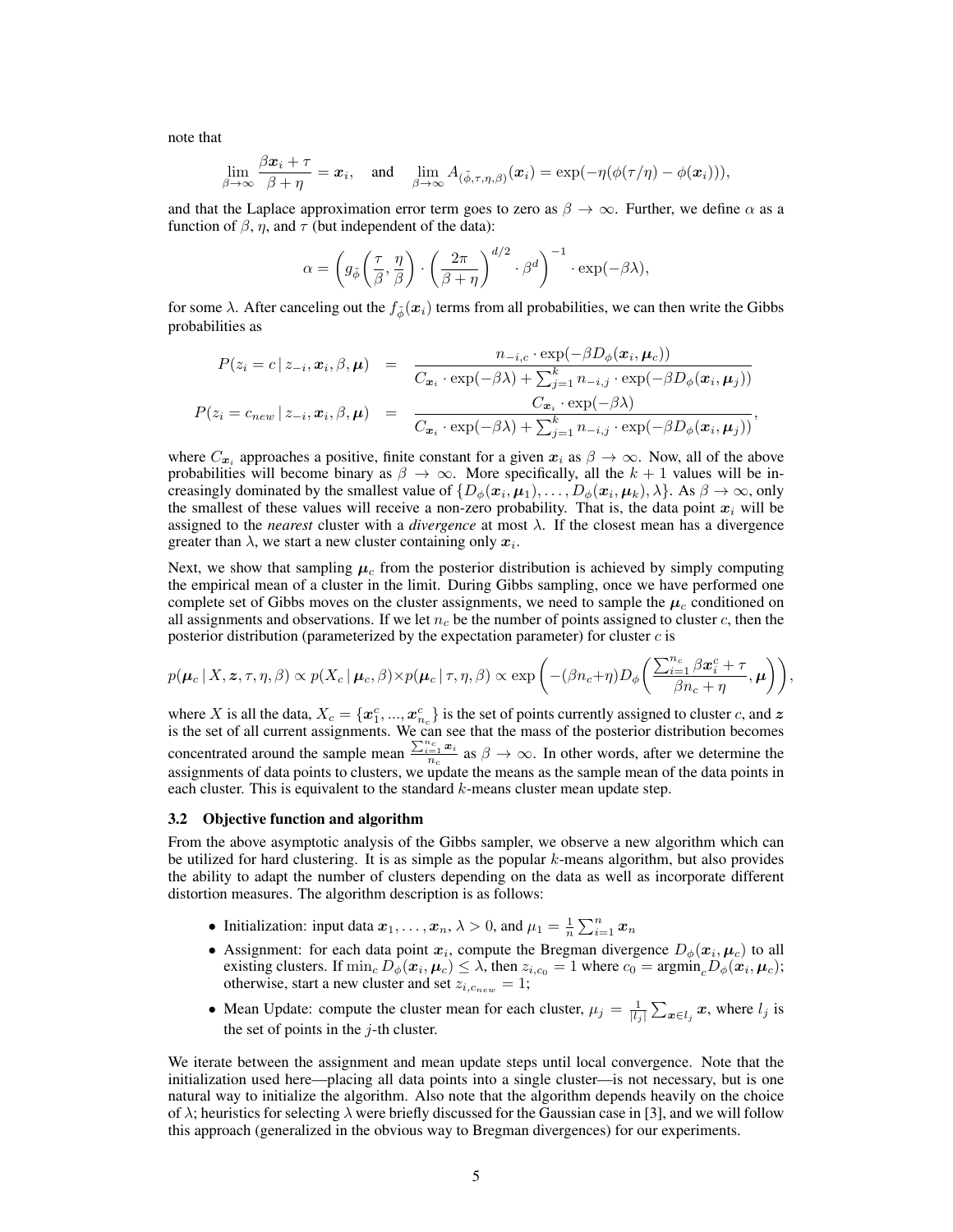note that

$$\lim_{\beta \to \infty} \frac{\beta \boldsymbol{x}_i + \tau}{\beta + \eta} = \boldsymbol{x}_i, \quad \text{and} \quad \lim_{\beta \to \infty} A_{(\tilde{\phi}, \tau, \eta, \beta)}(\boldsymbol{x}_i) = \exp(-\eta(\phi(\tau/\eta) - \phi(\boldsymbol{x}_i))),$$

and that the Laplace approximation error term goes to zero as $\beta \to \infty$. Further, we define $\alpha$ as a function of $\beta$, $\eta$, and $\tau$ (but independent of the data):

$$\alpha = \left( g_{\tilde{\phi}}\left(\frac{\tau}{\beta}, \frac{\eta}{\beta}\right) \cdot \left(\frac{2\pi}{\beta + \eta}\right)^{d/2} \cdot \beta^d \right)^{-1} \cdot \exp(-\beta\lambda),$$

for some $\lambda$. After canceling out the $f_{\tilde{\phi}}(\boldsymbol{x}_i)$ terms from all probabilities, we can then write the Gibbs probabilities as

$$\begin{aligned}
P(z_i = c \,|\, z_{-i}, \boldsymbol{x}_i, \beta, \boldsymbol{\mu}) &= \frac{n_{-i,c} \cdot \exp(-\beta D_\phi(\boldsymbol{x}_i, \boldsymbol{\mu}_c))}{C_{\boldsymbol{x}_i} \cdot \exp(-\beta\lambda) + \sum_{j=1}^k n_{-i,j} \cdot \exp(-\beta D_\phi(\boldsymbol{x}_i, \boldsymbol{\mu}_j))} \\
P(z_i = c_{new} \,|\, z_{-i}, \boldsymbol{x}_i, \beta, \boldsymbol{\mu}) &= \frac{C_{\boldsymbol{x}_i} \cdot \exp(-\beta\lambda)}{C_{\boldsymbol{x}_i} \cdot \exp(-\beta\lambda) + \sum_{j=1}^k n_{-i,j} \cdot \exp(-\beta D_\phi(\boldsymbol{x}_i, \boldsymbol{\mu}_j))},
\end{aligned}$$

where $C_{\boldsymbol{x}_i}$ approaches a positive, finite constant for a given $\boldsymbol{x}_i$ as $\beta \to \infty$. Now, all of the above probabilities will become binary as $\beta \to \infty$. More specifically, all the $k+1$ values will be increasingly dominated by the smallest value of $\{D_\phi(\boldsymbol{x}_i, \boldsymbol{\mu}_1), \ldots, D_\phi(\boldsymbol{x}_i, \boldsymbol{\mu}_k), \lambda\}$. As $\beta \to \infty$, only the smallest of these values will receive a non-zero probability. That is, the data point $\boldsymbol{x}_i$ will be assigned to the *nearest* cluster with a *divergence* at most $\lambda$. If the closest mean has a divergence greater than $\lambda$, we start a new cluster containing only $\boldsymbol{x}_i$.

Next, we show that sampling $\boldsymbol{\mu}_c$ from the posterior distribution is achieved by simply computing the empirical mean of a cluster in the limit. During Gibbs sampling, once we have performed one complete set of Gibbs moves on the cluster assignments, we need to sample the $\boldsymbol{\mu}_c$ conditioned on all assignments and observations. If we let $n_c$ be the number of points assigned to cluster $c$, then the posterior distribution (parameterized by the expectation parameter) for cluster $c$ is

$$p(\boldsymbol{\mu}_c \,|\, X, \boldsymbol{z}, \tau, \eta, \beta) \propto p(X_c \,|\, \boldsymbol{\mu}_c, \beta) \times p(\boldsymbol{\mu}_c \,|\, \tau, \eta, \beta) \propto \exp\left( -(\beta n_c + \eta) D_\phi\left( \frac{\sum_{i=1}^{n_c} \beta \boldsymbol{x}_i^c + \tau}{\beta n_c + \eta}, \boldsymbol{\mu} \right) \right),$$

where $X$ is all the data, $X_c = \{\boldsymbol{x}_1^c, ..., \boldsymbol{x}_{n_c}^c\}$ is the set of points currently assigned to cluster $c$, and $\boldsymbol{z}$ is the set of all current assignments. We can see that the mass of the posterior distribution becomes concentrated around the sample mean $\frac{\sum_{i=1}^{n_c} \boldsymbol{x}_i}{n_c}$ as $\beta \to \infty$. In other words, after we determine the assignments of data points to clusters, we update the means as the sample mean of the data points in each cluster. This is equivalent to the standard $k$-means cluster mean update step.

### 3.2 Objective function and algorithm

From the above asymptotic analysis of the Gibbs sampler, we observe a new algorithm which can be utilized for hard clustering. It is as simple as the popular $k$-means algorithm, but also provides the ability to adapt the number of clusters depending on the data as well as incorporate different distortion measures. The algorithm description is as follows:

- Initialization: input data $\boldsymbol{x}_1, \ldots, \boldsymbol{x}_n$, $\lambda > 0$, and $\mu_1 = \frac{1}{n}\sum_{i=1}^n \boldsymbol{x}_n$
- Assignment: for each data point $\boldsymbol{x}_i$, compute the Bregman divergence $D_\phi(\boldsymbol{x}_i, \boldsymbol{\mu}_c)$ to all existing clusters. If $\min_c D_\phi(\boldsymbol{x}_i, \boldsymbol{\mu}_c) \leq \lambda$, then $z_{i,c_0} = 1$ where $c_0 = \text{argmin}_c D_\phi(\boldsymbol{x}_i, \boldsymbol{\mu}_c)$; otherwise, start a new cluster and set $z_{i,c_{new}} = 1$;
- Mean Update: compute the cluster mean for each cluster, $\mu_j = \frac{1}{|l_j|}\sum_{\boldsymbol{x} \in l_j} \boldsymbol{x}$, where $l_j$ is the set of points in the $j$-th cluster.

We iterate between the assignment and mean update steps until local convergence. Note that the initialization used here—placing all data points into a single cluster—is not necessary, but is one natural way to initialize the algorithm. Also note that the algorithm depends heavily on the choice of $\lambda$; heuristics for selecting $\lambda$ were briefly discussed for the Gaussian case in [3], and we will follow this approach (generalized in the obvious way to Bregman divergences) for our experiments.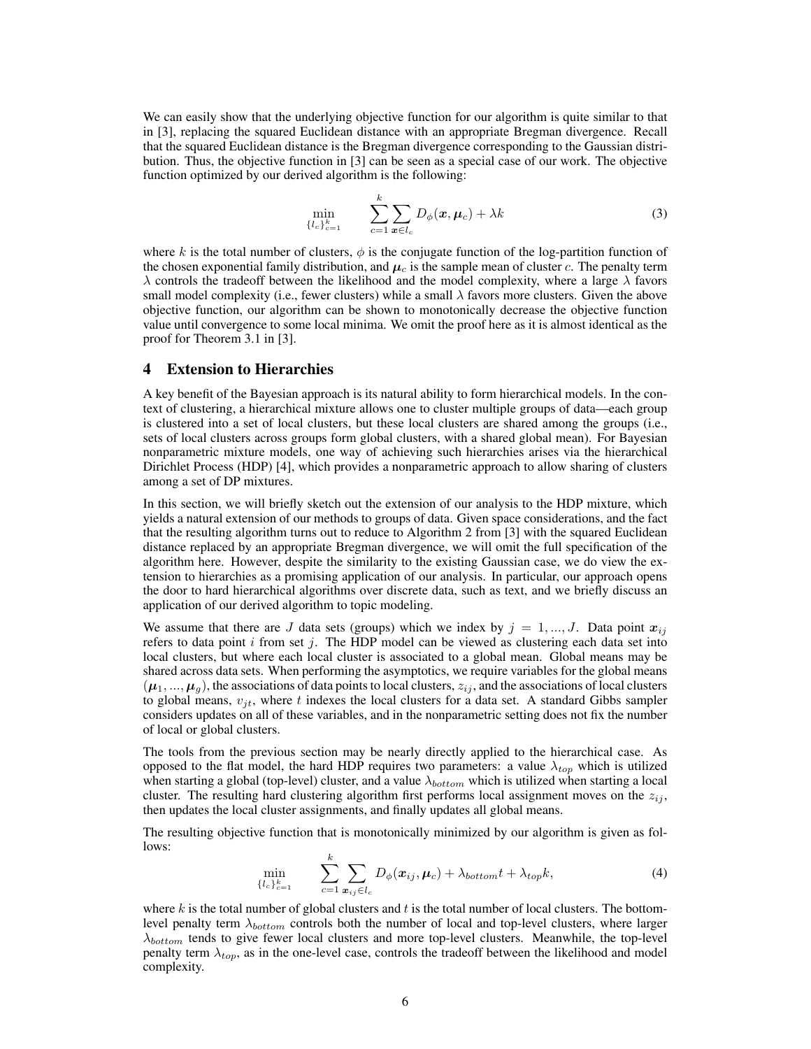We can easily show that the underlying objective function for our algorithm is quite similar to that in [3], replacing the squared Euclidean distance with an appropriate Bregman divergence. Recall that the squared Euclidean distance is the Bregman divergence corresponding to the Gaussian distribution. Thus, the objective function in [3] can be seen as a special case of our work. The objective function optimized by our derived algorithm is the following:

$$\min_{\{l_c\}_{c=1}^k} \quad \sum_{c=1}^{k} \sum_{\boldsymbol{x} \in l_c} D_\phi(\boldsymbol{x}, \boldsymbol{\mu}_c) + \lambda k \tag{3}$$

where $k$ is the total number of clusters, $\phi$ is the conjugate function of the log-partition function of the chosen exponential family distribution, and $\boldsymbol{\mu}_c$ is the sample mean of cluster $c$. The penalty term $\lambda$ controls the tradeoff between the likelihood and the model complexity, where a large $\lambda$ favors small model complexity (i.e., fewer clusters) while a small $\lambda$ favors more clusters. Given the above objective function, our algorithm can be shown to monotonically decrease the objective function value until convergence to some local minima. We omit the proof here as it is almost identical as the proof for Theorem 3.1 in [3].

# 4 Extension to Hierarchies

A key benefit of the Bayesian approach is its natural ability to form hierarchical models. In the context of clustering, a hierarchical mixture allows one to cluster multiple groups of data—each group is clustered into a set of local clusters, but these local clusters are shared among the groups (i.e., sets of local clusters across groups form global clusters, with a shared global mean). For Bayesian nonparametric mixture models, one way of achieving such hierarchies arises via the hierarchical Dirichlet Process (HDP) [4], which provides a nonparametric approach to allow sharing of clusters among a set of DP mixtures.

In this section, we will briefly sketch out the extension of our analysis to the HDP mixture, which yields a natural extension of our methods to groups of data. Given space considerations, and the fact that the resulting algorithm turns out to reduce to Algorithm 2 from [3] with the squared Euclidean distance replaced by an appropriate Bregman divergence, we will omit the full specification of the algorithm here. However, despite the similarity to the existing Gaussian case, we do view the extension to hierarchies as a promising application of our analysis. In particular, our approach opens the door to hard hierarchical algorithms over discrete data, such as text, and we briefly discuss an application of our derived algorithm to topic modeling.

We assume that there are $J$ data sets (groups) which we index by $j = 1, ..., J$. Data point $\boldsymbol{x}_{ij}$ refers to data point $i$ from set $j$. The HDP model can be viewed as clustering each data set into local clusters, but where each local cluster is associated to a global mean. Global means may be shared across data sets. When performing the asymptotics, we require variables for the global means $(\boldsymbol{\mu}_1, ..., \boldsymbol{\mu}_g)$, the associations of data points to local clusters, $z_{ij}$, and the associations of local clusters to global means, $v_{jt}$, where $t$ indexes the local clusters for a data set. A standard Gibbs sampler considers updates on all of these variables, and in the nonparametric setting does not fix the number of local or global clusters.

The tools from the previous section may be nearly directly applied to the hierarchical case. As opposed to the flat model, the hard HDP requires two parameters: a value $\lambda_{top}$ which is utilized when starting a global (top-level) cluster, and a value $\lambda_{bottom}$ which is utilized when starting a local cluster. The resulting hard clustering algorithm first performs local assignment moves on the $z_{ij}$, then updates the local cluster assignments, and finally updates all global means.

The resulting objective function that is monotonically minimized by our algorithm is given as follows:

$$\min_{\{l_c\}_{c=1}^k} \quad \sum_{c=1}^{k} \sum_{\boldsymbol{x}_{ij} \in l_c} D_\phi(\boldsymbol{x}_{ij}, \boldsymbol{\mu}_c) + \lambda_{bottom} t + \lambda_{top} k, \tag{4}$$

where $k$ is the total number of global clusters and $t$ is the total number of local clusters. The bottom-level penalty term $\lambda_{bottom}$ controls both the number of local and top-level clusters, where larger $\lambda_{bottom}$ tends to give fewer local clusters and more top-level clusters. Meanwhile, the top-level penalty term $\lambda_{top}$, as in the one-level case, controls the tradeoff between the likelihood and model complexity.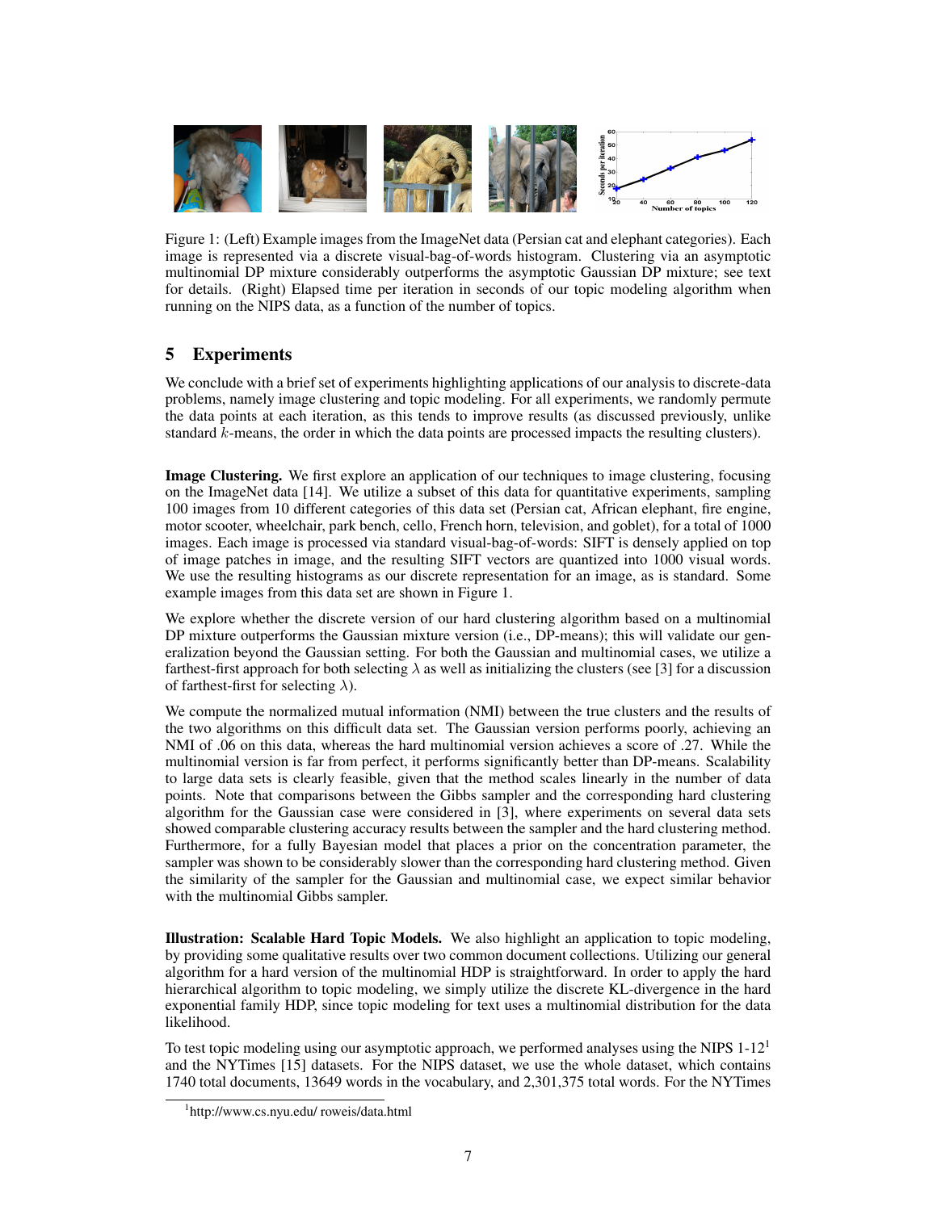Figure 1: (Left) Example images from the ImageNet data (Persian cat and elephant categories). Each image is represented via a discrete visual-bag-of-words histogram. Clustering via an asymptotic multinomial DP mixture considerably outperforms the asymptotic Gaussian DP mixture; see text for details. (Right) Elapsed time per iteration in seconds of our topic modeling algorithm when running on the NIPS data, as a function of the number of topics.

## 5 Experiments

We conclude with a brief set of experiments highlighting applications of our analysis to discrete-data problems, namely image clustering and topic modeling. For all experiments, we randomly permute the data points at each iteration, as this tends to improve results (as discussed previously, unlike standard $k$-means, the order in which the data points are processed impacts the resulting clusters).

**Image Clustering.** We first explore an application of our techniques to image clustering, focusing on the ImageNet data [14]. We utilize a subset of this data for quantitative experiments, sampling 100 images from 10 different categories of this data set (Persian cat, African elephant, fire engine, motor scooter, wheelchair, park bench, cello, French horn, television, and goblet), for a total of 1000 images. Each image is processed via standard visual-bag-of-words: SIFT is densely applied on top of image patches in image, and the resulting SIFT vectors are quantized into 1000 visual words. We use the resulting histograms as our discrete representation for an image, as is standard. Some example images from this data set are shown in Figure 1.

We explore whether the discrete version of our hard clustering algorithm based on a multinomial DP mixture outperforms the Gaussian mixture version (i.e., DP-means); this will validate our generalization beyond the Gaussian setting. For both the Gaussian and multinomial cases, we utilize a farthest-first approach for both selecting $\lambda$ as well as initializing the clusters (see [3] for a discussion of farthest-first for selecting $\lambda$).

We compute the normalized mutual information (NMI) between the true clusters and the results of the two algorithms on this difficult data set. The Gaussian version performs poorly, achieving an NMI of .06 on this data, whereas the hard multinomial version achieves a score of .27. While the multinomial version is far from perfect, it performs significantly better than DP-means. Scalability to large data sets is clearly feasible, given that the method scales linearly in the number of data points. Note that comparisons between the Gibbs sampler and the corresponding hard clustering algorithm for the Gaussian case were considered in [3], where experiments on several data sets showed comparable clustering accuracy results between the sampler and the hard clustering method. Furthermore, for a fully Bayesian model that places a prior on the concentration parameter, the sampler was shown to be considerably slower than the corresponding hard clustering method. Given the similarity of the sampler for the Gaussian and multinomial case, we expect similar behavior with the multinomial Gibbs sampler.

**Illustration: Scalable Hard Topic Models.** We also highlight an application to topic modeling, by providing some qualitative results over two common document collections. Utilizing our general algorithm for a hard version of the multinomial HDP is straightforward. In order to apply the hard hierarchical algorithm to topic modeling, we simply utilize the discrete KL-divergence in the hard exponential family HDP, since topic modeling for text uses a multinomial distribution for the data likelihood.

To test topic modeling using our asymptotic approach, we performed analyses using the NIPS 1-12[1] and the NYTimes [15] datasets. For the NIPS dataset, we use the whole dataset, which contains 1740 total documents, 13649 words in the vocabulary, and 2,301,375 total words. For the NYTimes

[1] http://www.cs.nyu.edu/ roweis/data.html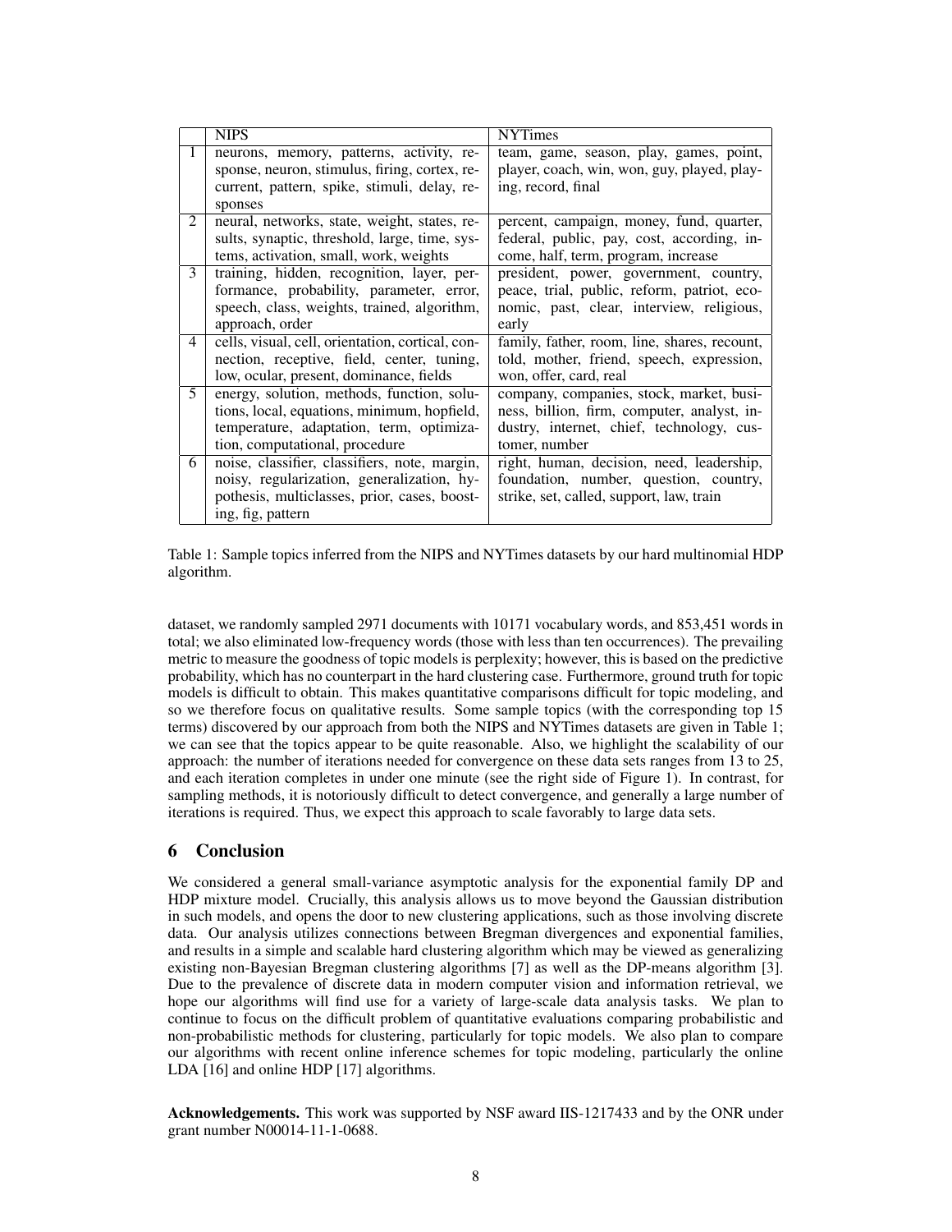| | NIPS | NYTimes |
|---|---|---|
| 1 | neurons, memory, patterns, activity, response, neuron, stimulus, firing, cortex, recurrent, pattern, spike, stimuli, delay, responses | team, game, season, play, games, point, player, coach, win, won, guy, played, playing, record, final |
| 2 | neural, networks, state, weight, states, results, synaptic, threshold, large, time, systems, activation, small, work, weights | percent, campaign, money, fund, quarter, federal, public, pay, cost, according, income, half, term, program, increase |
| 3 | training, hidden, recognition, layer, performance, probability, parameter, error, speech, class, weights, trained, algorithm, approach, order | president, power, government, country, peace, trial, public, reform, patriot, economic, past, clear, interview, religious, early |
| 4 | cells, visual, cell, orientation, cortical, connection, receptive, field, center, tuning, low, ocular, present, dominance, fields | family, father, room, line, shares, recount, told, mother, friend, speech, expression, won, offer, card, real |
| 5 | energy, solution, methods, function, solutions, local, equations, minimum, hopfield, temperature, adaptation, term, optimization, computational, procedure | company, companies, stock, market, business, billion, firm, computer, analyst, industry, internet, chief, technology, customer, number |
| 6 | noise, classifier, classifiers, note, margin, noisy, regularization, generalization, hypothesis, multiclasses, prior, cases, boosting, fig, pattern | right, human, decision, need, leadership, foundation, number, question, country, strike, set, called, support, law, train |

Table 1: Sample topics inferred from the NIPS and NYTimes datasets by our hard multinomial HDP algorithm.

dataset, we randomly sampled 2971 documents with 10171 vocabulary words, and 853,451 words in total; we also eliminated low-frequency words (those with less than ten occurrences). The prevailing metric to measure the goodness of topic models is perplexity; however, this is based on the predictive probability, which has no counterpart in the hard clustering case. Furthermore, ground truth for topic models is difficult to obtain. This makes quantitative comparisons difficult for topic modeling, and so we therefore focus on qualitative results. Some sample topics (with the corresponding top 15 terms) discovered by our approach from both the NIPS and NYTimes datasets are given in Table 1; we can see that the topics appear to be quite reasonable. Also, we highlight the scalability of our approach: the number of iterations needed for convergence on these data sets ranges from 13 to 25, and each iteration completes in under one minute (see the right side of Figure 1). In contrast, for sampling methods, it is notoriously difficult to detect convergence, and generally a large number of iterations is required. Thus, we expect this approach to scale favorably to large data sets.

## 6 Conclusion

We considered a general small-variance asymptotic analysis for the exponential family DP and HDP mixture model. Crucially, this analysis allows us to move beyond the Gaussian distribution in such models, and opens the door to new clustering applications, such as those involving discrete data. Our analysis utilizes connections between Bregman divergences and exponential families, and results in a simple and scalable hard clustering algorithm which may be viewed as generalizing existing non-Bayesian Bregman clustering algorithms [7] as well as the DP-means algorithm [3]. Due to the prevalence of discrete data in modern computer vision and information retrieval, we hope our algorithms will find use for a variety of large-scale data analysis tasks. We plan to continue to focus on the difficult problem of quantitative evaluations comparing probabilistic and non-probabilistic methods for clustering, particularly for topic models. We also plan to compare our algorithms with recent online inference schemes for topic modeling, particularly the online LDA [16] and online HDP [17] algorithms.

**Acknowledgements.** This work was supported by NSF award IIS-1217433 and by the ONR under grant number N00014-11-1-0688.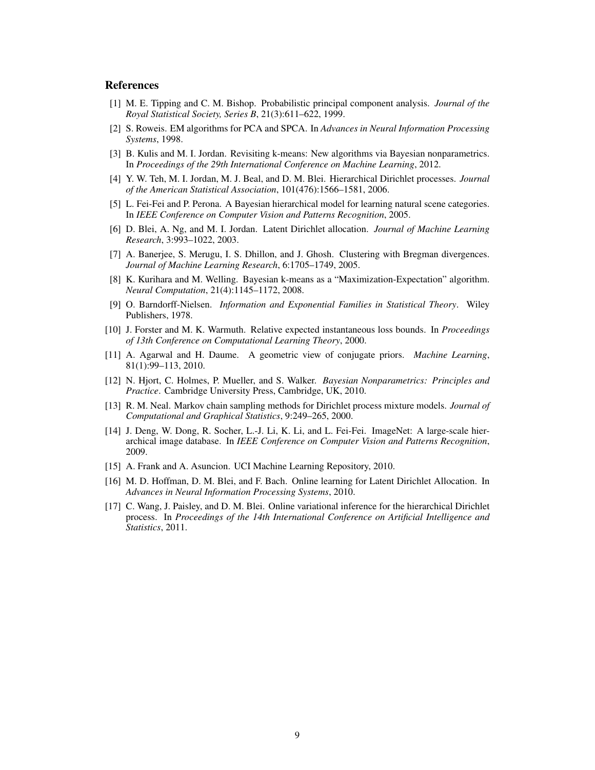## References

[1] M. E. Tipping and C. M. Bishop. Probabilistic principal component analysis. *Journal of the Royal Statistical Society, Series B*, 21(3):611–622, 1999.

[2] S. Roweis. EM algorithms for PCA and SPCA. In *Advances in Neural Information Processing Systems*, 1998.

[3] B. Kulis and M. I. Jordan. Revisiting k-means: New algorithms via Bayesian nonparametrics. In *Proceedings of the 29th International Conference on Machine Learning*, 2012.

[4] Y. W. Teh, M. I. Jordan, M. J. Beal, and D. M. Blei. Hierarchical Dirichlet processes. *Journal of the American Statistical Association*, 101(476):1566–1581, 2006.

[5] L. Fei-Fei and P. Perona. A Bayesian hierarchical model for learning natural scene categories. In *IEEE Conference on Computer Vision and Patterns Recognition*, 2005.

[6] D. Blei, A. Ng, and M. I. Jordan. Latent Dirichlet allocation. *Journal of Machine Learning Research*, 3:993–1022, 2003.

[7] A. Banerjee, S. Merugu, I. S. Dhillon, and J. Ghosh. Clustering with Bregman divergences. *Journal of Machine Learning Research*, 6:1705–1749, 2005.

[8] K. Kurihara and M. Welling. Bayesian k-means as a "Maximization-Expectation" algorithm. *Neural Computation*, 21(4):1145–1172, 2008.

[9] O. Barndorff-Nielsen. *Information and Exponential Families in Statistical Theory*. Wiley Publishers, 1978.

[10] J. Forster and M. K. Warmuth. Relative expected instantaneous loss bounds. In *Proceedings of 13th Conference on Computational Learning Theory*, 2000.

[11] A. Agarwal and H. Daume. A geometric view of conjugate priors. *Machine Learning*, 81(1):99–113, 2010.

[12] N. Hjort, C. Holmes, P. Mueller, and S. Walker. *Bayesian Nonparametrics: Principles and Practice*. Cambridge University Press, Cambridge, UK, 2010.

[13] R. M. Neal. Markov chain sampling methods for Dirichlet process mixture models. *Journal of Computational and Graphical Statistics*, 9:249–265, 2000.

[14] J. Deng, W. Dong, R. Socher, L.-J. Li, K. Li, and L. Fei-Fei. ImageNet: A large-scale hierarchical image database. In *IEEE Conference on Computer Vision and Patterns Recognition*, 2009.

[15] A. Frank and A. Asuncion. UCI Machine Learning Repository, 2010.

[16] M. D. Hoffman, D. M. Blei, and F. Bach. Online learning for Latent Dirichlet Allocation. In *Advances in Neural Information Processing Systems*, 2010.

[17] C. Wang, J. Paisley, and D. M. Blei. Online variational inference for the hierarchical Dirichlet process. In *Proceedings of the 14th International Conference on Artificial Intelligence and Statistics*, 2011.